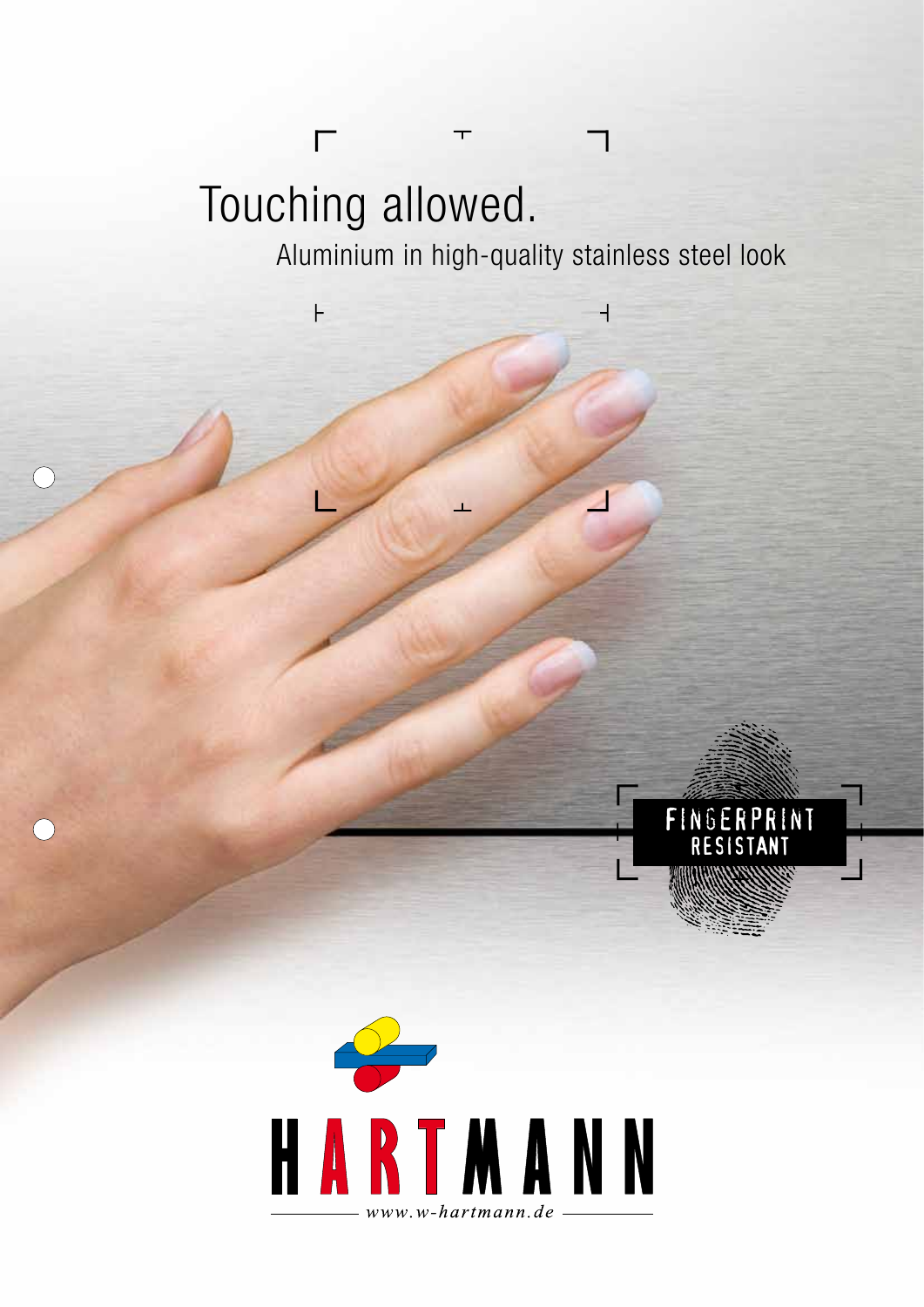# Touching allowed.

Aluminium in high-quality stainless steel look

FINGERPRINT RESISTANT

HARTMANN

www.w-hartmann.de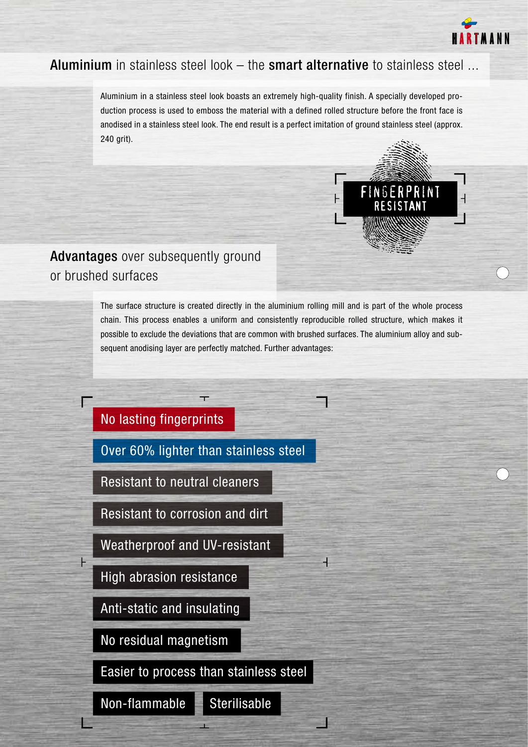## **Aluminium** in stainless steel look – the **smart alternative** to stainless steel …

Aluminium in a stainless steel look boasts an extremely high-quality finish. A specially developed production process is used to emboss the material with a defined rolled structure before the front face is anodised in a stainless steel look. The end result is a perfect imitation of ground stainless steel (approx. 240 grit).

FINGERPRINT RESISTANT

## **Advantages** over subsequently ground or brushed surfaces

The surface structure is created directly in the aluminium rolling mill and is part of the whole process chain. This process enables a uniform and consistently reproducible rolled structure, which makes it possible to exclude the deviations that are common with brushed surfaces. The aluminium alloy and subsequent anodising layer are perfectly matched. Further advantages:

- No lasting fingerprints
- Over 60% lighter than stainless steel
- Resistant to neutral cleaners
- Resistant to corrosion and dirt
- Weatherproof and UV-resistant
- High abrasion resistance
- Anti-static and insulating
- No residual magnetism
- Easier to process than stainless steel
- Non-flammable
- Sterilisable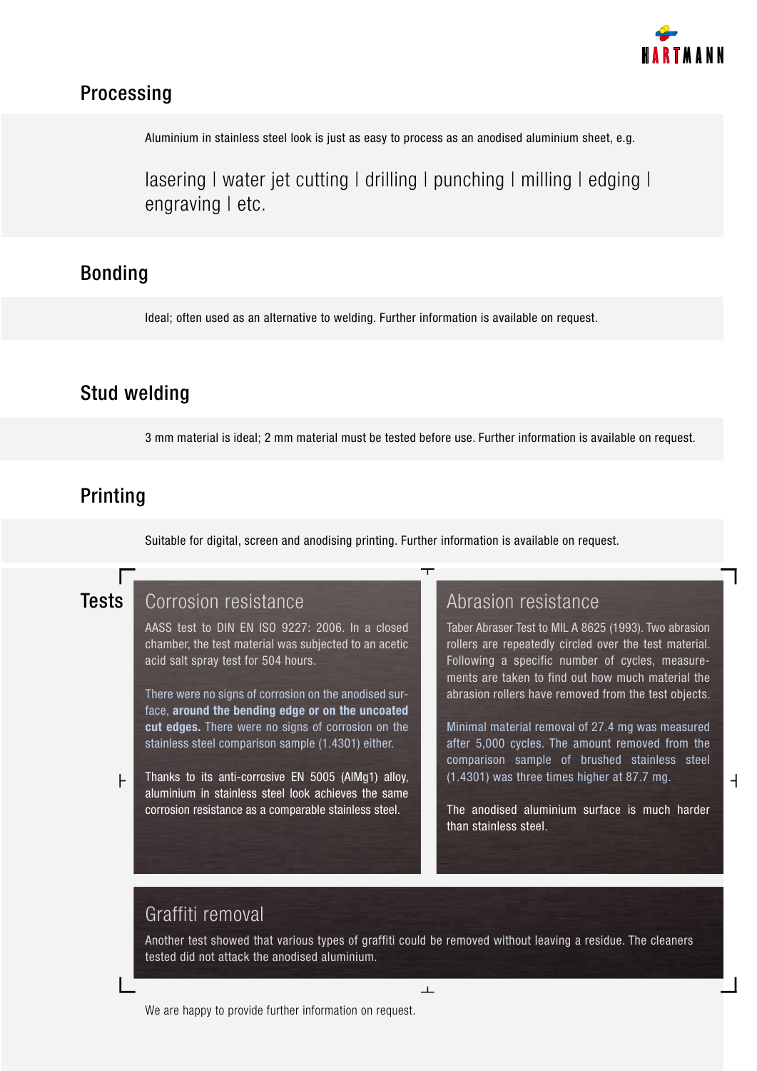## Processing

Aluminium in stainless steel look is just as easy to process as an anodised aluminium sheet, e.g.

lasering | water jet cutting | drilling | punching | milling | edging | engraving | etc.

## Bonding

Ideal; often used as an alternative to welding. Further information is available on request.

## Stud welding

3 mm material is ideal; 2 mm material must be tested before use. Further information is available on request.

## Printing

Suitable for digital, screen and anodising printing. Further information is available on request.

## Tests

### Corrosion resistance

AASS test to DIN EN ISO 9227: 2006. In a closed chamber, the test material was subjected to an acetic acid salt spray test for 504 hours.

There were no signs of corrosion on the anodised surface, **around the bending edge or on the uncoated cut edges.** There were no signs of corrosion on the stainless steel comparison sample (1.4301) either.

Thanks to its anti-corrosive EN 5005 (AlMg1) alloy, aluminium in stainless steel look achieves the same corrosion resistance as a comparable stainless steel.

### Abrasion resistance

Taber Abraser Test to MIL A 8625 (1993). Two abrasion rollers are repeatedly circled over the test material. Following a specific number of cycles, measurements are taken to find out how much material the abrasion rollers have removed from the test objects.

Minimal material removal of 27.4 mg was measured after 5,000 cycles. The amount removed from the comparison sample of brushed stainless steel (1.4301) was three times higher at 87.7 mg.

The anodised aluminium surface is much harder than stainless steel.

### Graffiti removal

Another test showed that various types of graffiti could be removed without leaving a residue. The cleaners tested did not attack the anodised aluminium.

We are happy to provide further information on request.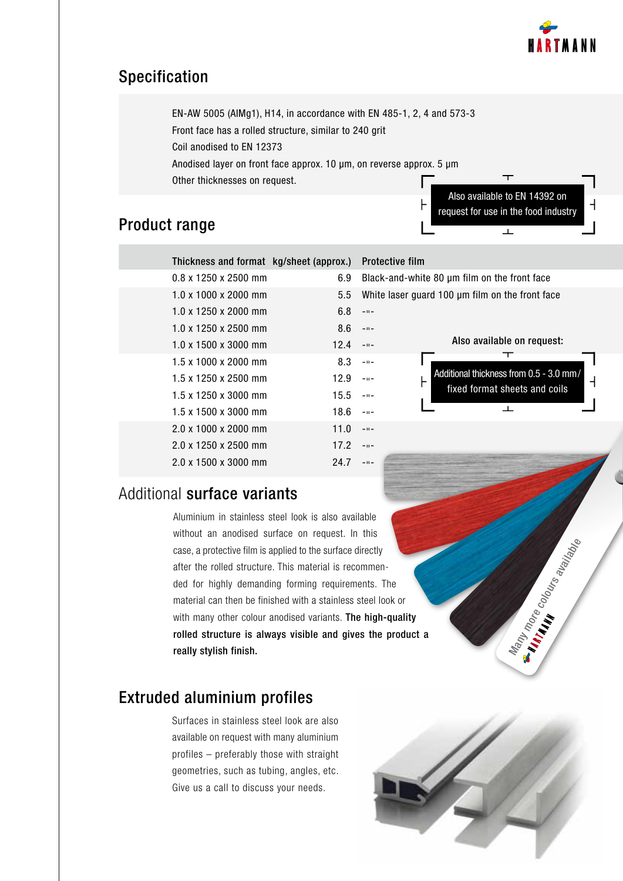## Specification

EN-AW 5005 (AlMg1), H14, in accordance with EN 485-1, 2, 4 and 573-3
Front face has a rolled structure, similar to 240 grit
Coil anodised to EN 12373
Anodised layer on front face approx. 10 µm, on reverse approx. 5 µm
Other thicknesses on request.

Also available to EN 14392 on request for use in the food industry

## Product range

| Thickness and format | kg/sheet (approx.) | Protective film |
|---|---|---|
| 0.8 x 1250 x 2500 mm | 6.9 | Black-and-white 80 µm film on the front face |
| 1.0 x 1000 x 2000 mm | 5.5 | White laser guard 100 µm film on the front face |
| 1.0 x 1250 x 2000 mm | 6.8 | -"- |
| 1.0 x 1250 x 2500 mm | 8.6 | -"- |
| 1.0 x 1500 x 3000 mm | 12.4 | -"- |
| 1.5 x 1000 x 2000 mm | 8.3 | -"- |
| 1.5 x 1250 x 2500 mm | 12.9 | -"- |
| 1.5 x 1250 x 3000 mm | 15.5 | -"- |
| 1.5 x 1500 x 3000 mm | 18.6 | -"- |
| 2.0 x 1000 x 2000 mm | 11.0 | -"- |
| 2.0 x 1250 x 2500 mm | 17.2 | -"- |
| 2.0 x 1500 x 3000 mm | 24.7 | -"- |

Also available on request:

Additional thickness from 0.5 - 3.0 mm/ fixed format sheets and coils

## Additional **surface variants**

Aluminium in stainless steel look is also available without an anodised surface on request. In this case, a protective film is applied to the surface directly after the rolled structure. This material is recommended for highly demanding forming requirements. The material can then be finished with a stainless steel look or with many other colour anodised variants. **The high-quality rolled structure is always visible and gives the product a really stylish finish.**

Many more colours available

## Extruded aluminium profiles

Surfaces in stainless steel look are also available on request with many aluminium profiles – preferably those with straight geometries, such as tubing, angles, etc. Give us a call to discuss your needs.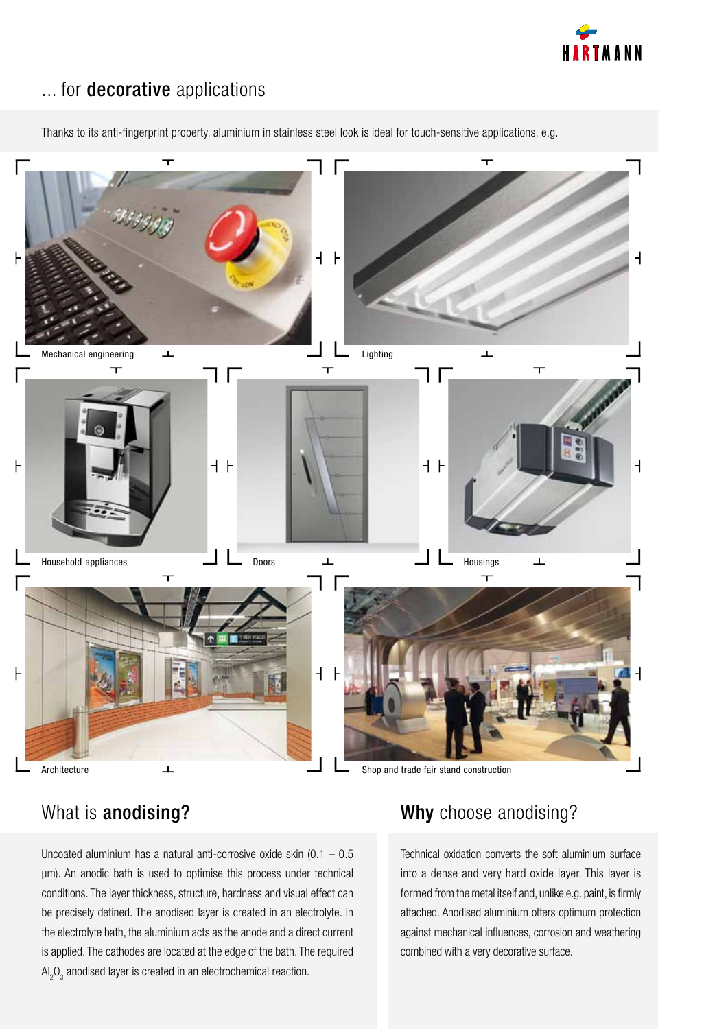## ... for **decorative** applications

Thanks to its anti-fingerprint property, aluminium in stainless steel look is ideal for touch-sensitive applications, e.g.

Mechanical engineering

Lighting

Household appliances

Doors

Housings

Architecture

Shop and trade fair stand construction

## What is **anodising?**

Uncoated aluminium has a natural anti-corrosive oxide skin (0.1 – 0.5 µm). An anodic bath is used to optimise this process under technical conditions. The layer thickness, structure, hardness and visual effect can be precisely defined. The anodised layer is created in an electrolyte. In the electrolyte bath, the aluminium acts as the anode and a direct current is applied. The cathodes are located at the edge of the bath. The required $Al_2O_3$ anodised layer is created in an electrochemical reaction.

## **Why** choose anodising?

Technical oxidation converts the soft aluminium surface into a dense and very hard oxide layer. This layer is formed from the metal itself and, unlike e.g. paint, is firmly attached. Anodised aluminium offers optimum protection against mechanical influences, corrosion and weathering combined with a very decorative surface.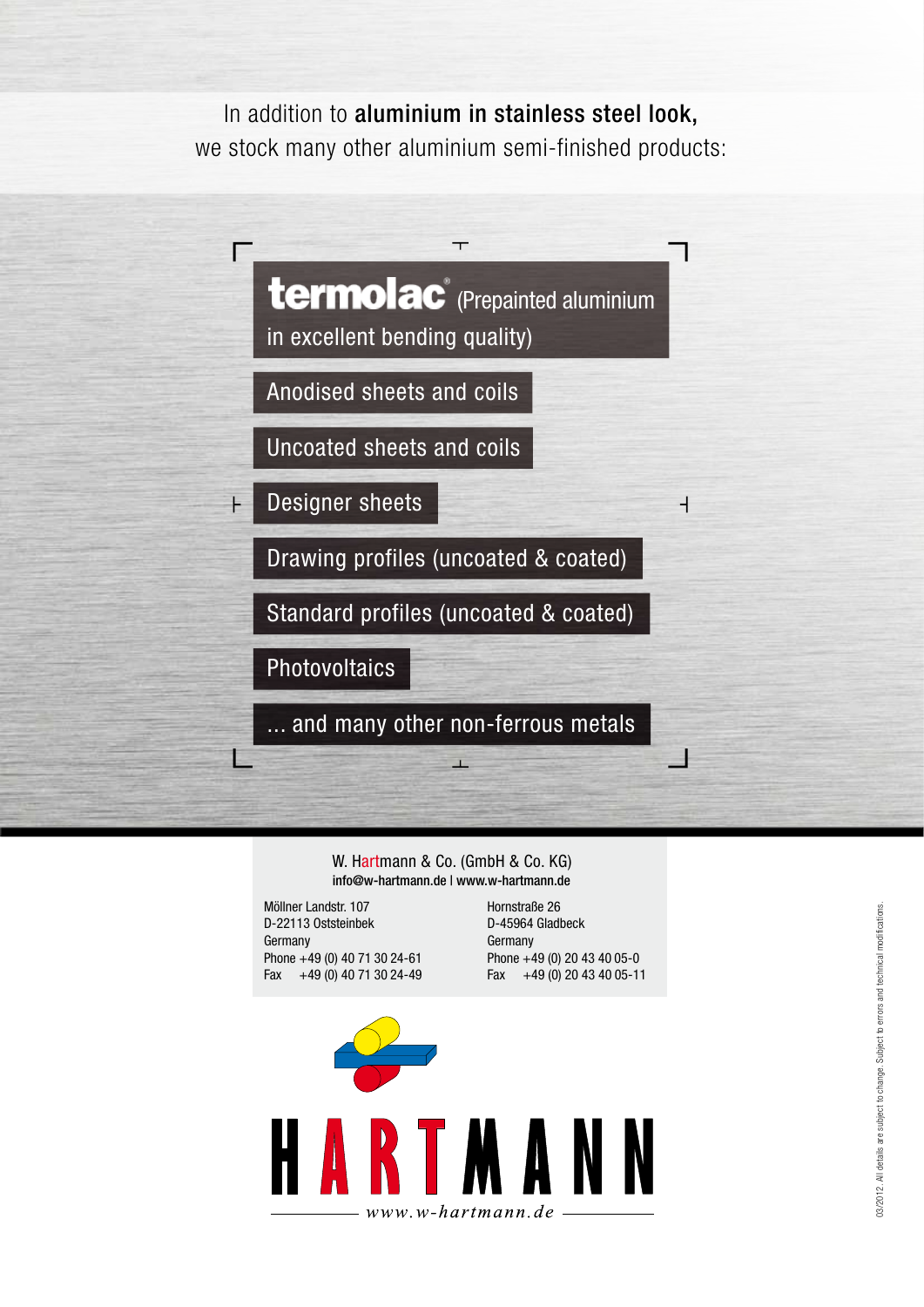In addition to **aluminium in stainless steel look,**
we stock many other aluminium semi-finished products:

- **termolac®** (Prepainted aluminium in excellent bending quality)
- Anodised sheets and coils
- Uncoated sheets and coils
- Designer sheets
- Drawing profiles (uncoated & coated)
- Standard profiles (uncoated & coated)
- Photovoltaics
- ... and many other non-ferrous metals

W. Hartmann & Co. (GmbH & Co. KG)
info@w-hartmann.de | www.w-hartmann.de

Möllner Landstr. 107
D-22113 Oststeinbek
Germany
Phone +49 (0) 40 71 30 24-61
Fax +49 (0) 40 71 30 24-49

Hornstraße 26
D-45964 Gladbeck
Germany
Phone +49 (0) 20 43 40 05-0
Fax +49 (0) 20 43 40 05-11

HARTMANN
www.w-hartmann.de

03/2012. All details are subject to change. Subject to errors and technical modifications.